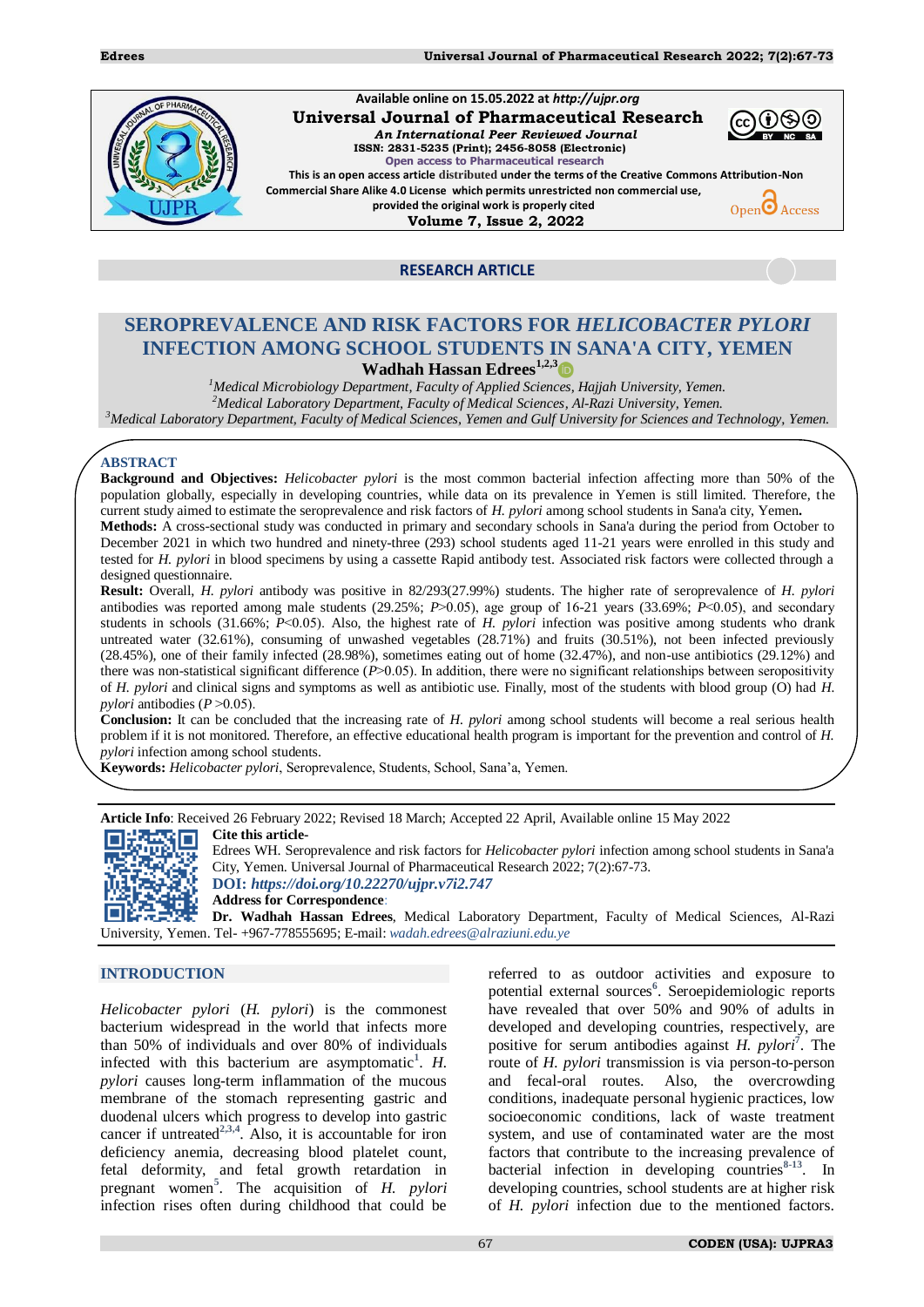Available online on 15.05.2022 at http://ujpr.org

**Universal Journal of Pharmaceutical Research**

*An International Peer Reviewed Journal*

ISSN: 2831-5235 (Print); 2456-8058 (Electronic)

Open access to Pharmaceutical research

This is an open access article distributed under the terms of the Creative Commons Attribution-Non Commercial Share Alike 4.0 License which permits unrestricted non commercial use, provided the original work is properly cited

**Volume 7, Issue 2, 2022**

RESEARCH ARTICLE

# SEROPREVALENCE AND RISK FACTORS FOR *HELICOBACTER PYLORI* INFECTION AMONG SCHOOL STUDENTS IN SANA'A CITY, YEMEN

**Wadhah Hassan Edrees**[1,2,3]

[1]Medical Microbiology Department, Faculty of Applied Sciences, Hajjah University, Yemen.
[2]Medical Laboratory Department, Faculty of Medical Sciences, Al-Razi University, Yemen.
[3]Medical Laboratory Department, Faculty of Medical Sciences, Yemen and Gulf University for Sciences and Technology, Yemen.

## ABSTRACT

**Background and Objectives:** *Helicobacter pylori* is the most common bacterial infection affecting more than 50% of the population globally, especially in developing countries, while data on its prevalence in Yemen is still limited. Therefore, the current study aimed to estimate the seroprevalence and risk factors of *H. pylori* among school students in Sana'a city, Yemen.

**Methods:** A cross-sectional study was conducted in primary and secondary schools in Sana'a during the period from October to December 2021 in which two hundred and ninety-three (293) school students aged 11-21 years were enrolled in this study and tested for *H. pylori* in blood specimens by using a cassette Rapid antibody test. Associated risk factors were collected through a designed questionnaire.

**Result:** Overall, *H. pylori* antibody was positive in 82/293(27.99%) students. The higher rate of seroprevalence of *H. pylori* antibodies was reported among male students (29.25%; $P>0.05$), age group of 16-21 years (33.69%; $P<0.05$), and secondary students in schools (31.66%; $P<0.05$). Also, the highest rate of *H. pylori* infection was positive among students who drank untreated water (32.61%), consuming of unwashed vegetables (28.71%) and fruits (30.51%), not been infected previously (28.45%), one of their family infected (28.98%), sometimes eating out of home (32.47%), and non-use antibiotics (29.12%) and there was non-statistical significant difference ($P>0.05$). In addition, there were no significant relationships between seropositivity of *H. pylori* and clinical signs and symptoms as well as antibiotic use. Finally, most of the students with blood group (O) had *H. pylori* antibodies ($P>0.05$).

**Conclusion:** It can be concluded that the increasing rate of *H. pylori* among school students will become a real serious health problem if it is not monitored. Therefore, an effective educational health program is important for the prevention and control of *H. pylori* infection among school students.

**Keywords:** *Helicobacter pylori*, Seroprevalence, Students, School, Sana'a, Yemen.

**Article Info**: Received 26 February 2022; Revised 18 March; Accepted 22 April, Available online 15 May 2022

**Cite this article-**
Edrees WH. Seroprevalence and risk factors for *Helicobacter pylori* infection among school students in Sana'a City, Yemen. Universal Journal of Pharmaceutical Research 2022; 7(2):67-73.

**DOI:** *https://doi.org/10.22270/ujpr.v7i2.747*

**Address for Correspondence**:
**Dr. Wadhah Hassan Edrees**, Medical Laboratory Department, Faculty of Medical Sciences, Al-Razi University, Yemen. Tel- +967-778555695; E-mail: *wadah.edrees@alraziuni.edu.ye*

## INTRODUCTION

*Helicobacter pylori* (*H. pylori*) is the commonest bacterium widespread in the world that infects more than 50% of individuals and over 80% of individuals infected with this bacterium are asymptomatic[1]. *H. pylori* causes long-term inflammation of the mucous membrane of the stomach representing gastric and duodenal ulcers which progress to develop into gastric cancer if untreated[2,3,4]. Also, it is accountable for iron deficiency anemia, decreasing blood platelet count, fetal deformity, and fetal growth retardation in pregnant women[5]. The acquisition of *H. pylori* infection rises often during childhood that could be referred to as outdoor activities and exposure to potential external sources[6]. Seroepidemiologic reports have revealed that over 50% and 90% of adults in developed and developing countries, respectively, are positive for serum antibodies against *H. pylori*[7]. The route of *H. pylori* transmission is via person-to-person and fecal-oral routes. Also, the overcrowding conditions, inadequate personal hygienic practices, low socioeconomic conditions, lack of waste treatment system, and use of contaminated water are the most factors that contribute to the increasing prevalence of bacterial infection in developing countries[8-13]. In developing countries, school students are at higher risk of *H. pylori* infection due to the mentioned factors.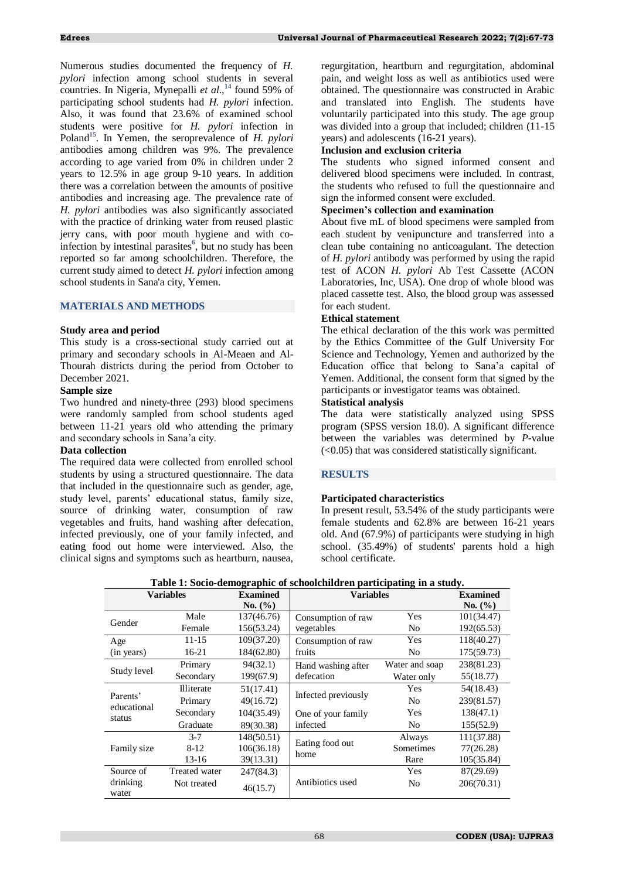Numerous studies documented the frequency of *H. pylori* infection among school students in several countries. In Nigeria, Mynepalli *et al*.,[14] found 59% of participating school students had *H. pylori* infection. Also, it was found that 23.6% of examined school students were positive for *H. pylori* infection in Poland[15]. In Yemen, the seroprevalence of *H. pylori* antibodies among children was 9%. The prevalence according to age varied from 0% in children under 2 years to 12.5% in age group 9-10 years. In addition there was a correlation between the amounts of positive antibodies and increasing age. The prevalence rate of *H. pylori* antibodies was also significantly associated with the practice of drinking water from reused plastic jerry cans, with poor mouth hygiene and with co-infection by intestinal parasites[6], but no study has been reported so far among schoolchildren. Therefore, the current study aimed to detect *H. pylori* infection among school students in Sana'a city, Yemen.

## MATERIALS AND METHODS

### Study area and period

This study is a cross-sectional study carried out at primary and secondary schools in Al-Meaen and Al-Thourah districts during the period from October to December 2021.

### Sample size

Two hundred and ninety-three (293) blood specimens were randomly sampled from school students aged between 11-21 years old who attending the primary and secondary schools in Sana'a city.

### Data collection

The required data were collected from enrolled school students by using a structured questionnaire. The data that included in the questionnaire such as gender, age, study level, parents' educational status, family size, source of drinking water, consumption of raw vegetables and fruits, hand washing after defecation, infected previously, one of your family infected, and eating food out home were interviewed. Also, the clinical signs and symptoms such as heartburn, nausea, regurgitation, heartburn and regurgitation, abdominal pain, and weight loss as well as antibiotics used were obtained. The questionnaire was constructed in Arabic and translated into English. The students have voluntarily participated into this study. The age group was divided into a group that included; children (11-15 years) and adolescents (16-21 years).

### Inclusion and exclusion criteria

The students who signed informed consent and delivered blood specimens were included. In contrast, the students who refused to full the questionnaire and sign the informed consent were excluded.

### Specimen's collection and examination

About five mL of blood specimens were sampled from each student by venipuncture and transferred into a clean tube containing no anticoagulant. The detection of *H. pylori* antibody was performed by using the rapid test of ACON *H. pylori* Ab Test Cassette (ACON Laboratories, Inc, USA). One drop of whole blood was placed cassette test. Also, the blood group was assessed for each student.

### Ethical statement

The ethical declaration of the this work was permitted by the Ethics Committee of the Gulf University For Science and Technology, Yemen and authorized by the Education office that belong to Sana'a capital of Yemen. Additional, the consent form that signed by the participants or investigator teams was obtained.

### Statistical analysis

The data were statistically analyzed using SPSS program (SPSS version 18.0). A significant difference between the variables was determined by *P*-value (<0.05) that was considered statistically significant.

## RESULTS

### Participated characteristics

In present result, 53.54% of the study participants were female students and 62.8% are between 16-21 years old. And (67.9%) of participants were studying in high school. (35.49%) of students' parents hold a high school certificate.

**Table 1: Socio-demographic of schoolchildren participating in a study.**

| Variables | | Examined No. (%) | Variables | | Examined No. (%) |
|---|---|---|---|---|---|
| Gender | Male | 137(46.76) | Consumption of raw vegetables | Yes | 101(34.47) |
| | Female | 156(53.24) | | No | 192(65.53) |
| Age (in years) | 11-15 | 109(37.20) | Consumption of raw fruits | Yes | 118(40.27) |
| | 16-21 | 184(62.80) | | No | 175(59.73) |
| Study level | Primary | 94(32.1) | Hand washing after defecation | Water and soap | 238(81.23) |
| | Secondary | 199(67.9) | | Water only | 55(18.77) |
| Parents' educational status | Illiterate | 51(17.41) | Infected previously | Yes | 54(18.43) |
| | Primary | 49(16.72) | | No | 239(81.57) |
| | Secondary | 104(35.49) | One of your family infected | Yes | 138(47.1) |
| | Graduate | 89(30.38) | | No | 155(52.9) |
| Family size | 3-7 | 148(50.51) | Eating food out home | Always | 111(37.88) |
| | 8-12 | 106(36.18) | | Sometimes | 77(26.28) |
| | 13-16 | 39(13.31) | | Rare | 105(35.84) |
| Source of drinking water | Treated water | 247(84.3) | Antibiotics used | Yes | 87(29.69) |
| | Not treated | 46(15.7) | | No | 206(70.31) |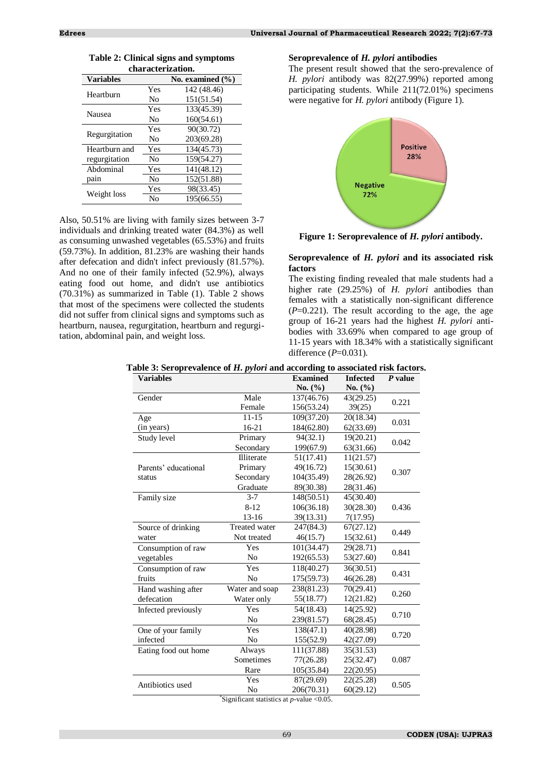**Table 2: Clinical signs and symptoms characterization.**

| Variables | | No. examined (%) |
|---|---|---|
| Heartburn | Yes | 142 (48.46) |
| | No | 151(51.54) |
| Nausea | Yes | 133(45.39) |
| | No | 160(54.61) |
| Regurgitation | Yes | 90(30.72) |
| | No | 203(69.28) |
| Heartburn and regurgitation | Yes | 134(45.73) |
| | No | 159(54.27) |
| Abdominal pain | Yes | 141(48.12) |
| | No | 152(51.88) |
| Weight loss | Yes | 98(33.45) |
| | No | 195(66.55) |

Also, 50.51% are living with family sizes between 3-7 individuals and drinking treated water (84.3%) as well as consuming unwashed vegetables (65.53%) and fruits (59.73%). In addition, 81.23% are washing their hands after defecation and didn't infect previously (81.57%). And no one of their family infected (52.9%), always eating food out home, and didn't use antibiotics (70.31%) as summarized in Table (1). Table 2 shows that most of the specimens were collected the students did not suffer from clinical signs and symptoms such as heartburn, nausea, regurgitation, heartburn and regurgitation, abdominal pain, and weight loss.

### Seroprevalence of *H. pylori* antibodies

The present result showed that the sero-prevalence of *H. pylori* antibody was 82(27.99%) reported among participating students. While 211(72.01%) specimens were negative for *H. pylori* antibody (Figure 1).

**Figure 1: Seroprevalence of *H. pylori* antibody.**

### Seroprevalence of *H. pylori* and its associated risk factors

The existing finding revealed that male students had a higher rate (29.25%) of *H. pylori* antibodies than females with a statistically non-significant difference (*P*=0.221). The result according to the age, the age group of 16-21 years had the highest *H. pylori* antibodies with 33.69% when compared to age group of 11-15 years with 18.34% with a statistically significant difference (*P*=0.031).

**Table 3: Seroprevalence of *H. pylori* and according to associated risk factors.**

| Variables | | Examined No. (%) | Infected No. (%) | *P* value |
|---|---|---|---|---|
| Gender | Male | 137(46.76) | 43(29.25) | 0.221 |
| | Female | 156(53.24) | 39(25) | |
| Age (in years) | 11-15 | 109(37.20) | 20(18.34) | 0.031 |
| | 16-21 | 184(62.80) | 62(33.69) | |
| Study level | Primary | 94(32.1) | 19(20.21) | 0.042 |
| | Secondary | 199(67.9) | 63(31.66) | |
| Parents' educational status | Illiterate | 51(17.41) | 11(21.57) | 0.307 |
| | Primary | 49(16.72) | 15(30.61) | |
| | Secondary | 104(35.49) | 28(26.92) | |
| | Graduate | 89(30.38) | 28(31.46) | |
| Family size | 3-7 | 148(50.51) | 45(30.40) | 0.436 |
| | 8-12 | 106(36.18) | 30(28.30) | |
| | 13-16 | 39(13.31) | 7(17.95) | |
| Source of drinking water | Treated water | 247(84.3) | 67(27.12) | 0.449 |
| | Not treated | 46(15.7) | 15(32.61) | |
| Consumption of raw vegetables | Yes | 101(34.47) | 29(28.71) | 0.841 |
| | No | 192(65.53) | 53(27.60) | |
| Consumption of raw fruits | Yes | 118(40.27) | 36(30.51) | 0.431 |
| | No | 175(59.73) | 46(26.28) | |
| Hand washing after defecation | Water and soap | 238(81.23) | 70(29.41) | 0.260 |
| | Water only | 55(18.77) | 12(21.82) | |
| Infected previously | Yes | 54(18.43) | 14(25.92) | 0.710 |
| | No | 239(81.57) | 68(28.45) | |
| One of your family infected | Yes | 138(47.1) | 40(28.98) | 0.720 |
| | No | 155(52.9) | 42(27.09) | |
| Eating food out home | Always | 111(37.88) | 35(31.53) | 0.087 |
| | Sometimes | 77(26.28) | 25(32.47) | |
| | Rare | 105(35.84) | 22(20.95) | |
| Antibiotics used | Yes | 87(29.69) | 22(25.28) | 0.505 |
| | No | 206(70.31) | 60(29.12) | |

*Significant statistics at *p*-value <0.05.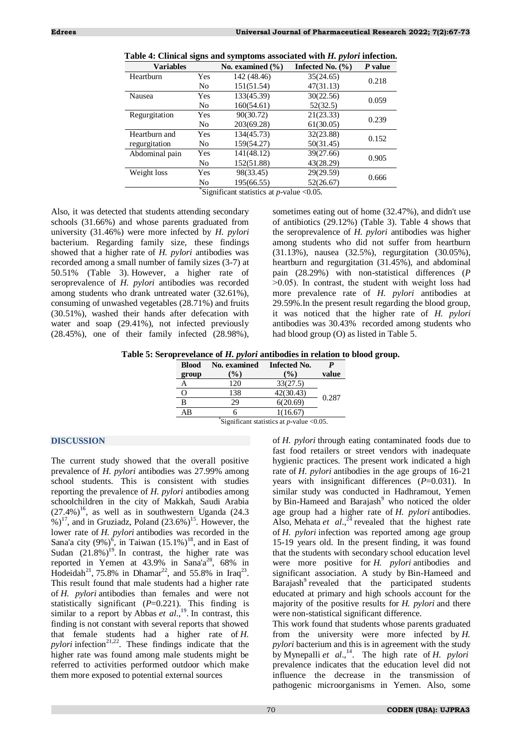**Table 4: Clinical signs and symptoms associated with *H. pylori* infection.**

| Variables | | No. examined (%) | Infected No. (%) | *P* value |
|---|---|---|---|---|
| Heartburn | Yes | 142 (48.46) | 35(24.65) | 0.218 |
| | No | 151(51.54) | 47(31.13) | |
| Nausea | Yes | 133(45.39) | 30(22.56) | 0.059 |
| | No | 160(54.61) | 52(32.5) | |
| Regurgitation | Yes | 90(30.72) | 21(23.33) | 0.239 |
| | No | 203(69.28) | 61(30.05) | |
| Heartburn and regurgitation | Yes | 134(45.73) | 32(23.88) | 0.152 |
| | No | 159(54.27) | 50(31.45) | |
| Abdominal pain | Yes | 141(48.12) | 39(27.66) | 0.905 |
| | No | 152(51.88) | 43(28.29) | |
| Weight loss | Yes | 98(33.45) | 29(29.59) | 0.666 |
| | No | 195(66.55) | 52(26.67) | |

*Significant statistics at *p*-value <0.05.

Also, it was detected that students attending secondary schools (31.66%) and whose parents graduated from university (31.46%) were more infected by *H. pylori* bacterium. Regarding family size, these findings showed that a higher rate of *H. pylori* antibodies was recorded among a small number of family sizes (3-7) at 50.51% (Table 3). However, a higher rate of seroprevalence of *H. pylori* antibodies was recorded among students who drank untreated water (32.61%), consuming of unwashed vegetables (28.71%) and fruits (30.51%), washed their hands after defecation with water and soap (29.41%), not infected previously (28.45%), one of their family infected (28.98%), sometimes eating out of home (32.47%), and didn't use of antibiotics (29.12%) (Table 3). Table 4 shows that the seroprevalence of *H. pylori* antibodies was higher among students who did not suffer from heartburn (31.13%), nausea (32.5%), regurgitation (30.05%), heartburn and regurgitation (31.45%), and abdominal pain (28.29%) with non-statistical differences (*P* >0.05). In contrast, the student with weight loss had more prevalence rate of *H. pylori* antibodies at 29.59%.In the present result regarding the blood group, it was noticed that the higher rate of *H. pylori* antibodies was 30.43% recorded among students who had blood group (O) as listed in Table 5.

**Table 5: Seroprevelance of *H. pylori* antibodies in relation to blood group.**

| Blood group | No. examined (%) | Infected No. (%) | *P* value |
|---|---|---|---|
| A | 120 | 33(27.5) | 0.287 |
| O | 138 | 42(30.43) | |
| B | 29 | 6(20.69) | |
| AB | 6 | 1(16.67) | |

*Significant statistics at *p*-value <0.05.

## DISCUSSION

The current study showed that the overall positive prevalence of *H. pylori* antibodies was 27.99% among school students. This is consistent with studies reporting the prevalence of *H. pylori* antibodies among schoolchildren in the city of Makkah, Saudi Arabia (27.4%)[16], as well as in southwestern Uganda (24.3 %)[17], and in Gruziadz, Poland (23.6%)[15]. However, the lower rate of *H. pylori* antibodies was recorded in the Sana'a city (9%)[6], in Taiwan (15.1%)[18], and in East of Sudan (21.8%)[19]. In contrast, the higher rate was reported in Yemen at 43.9% in Sana'a[20], 68% in Hodeidah[21], 75.8% in Dhamar[22], and 55.8% in Iraq[23]. This result found that male students had a higher rate of *H. pylori* antibodies than females and were not statistically significant (*P*=0.221). This finding is similar to a report by Abbas *et al.*,[19]. In contrast, this finding is not constant with several reports that showed that female students had a higher rate of *H. pylori* infection[21,22]. These findings indicate that the higher rate was found among male students might be referred to activities performed outdoor which make them more exposed to potential external sources of *H. pylori* through eating contaminated foods due to fast food retailers or street vendors with inadequate hygienic practices. The present work indicated a high rate of *H. pylori* antibodies in the age groups of 16-21 years with insignificant differences (*P*=0.031). In similar study was conducted in Hadhramout, Yemen by Bin-Hameed and Barajash[9] who noticed the older age group had a higher rate of *H. pylori* antibodies. Also, Mehata *et al*.,[24] revealed that the highest rate of *H. pylori* infection was reported among age group 15-19 years old. In the present finding, it was found that the students with secondary school education level were more positive for *H. pylori* antibodies and significant association. A study by Bin-Hameed and Barajash[9] revealed that the participated students educated at primary and high schools account for the majority of the positive results for *H. pylori* and there were non-statistical significant difference.

This work found that students whose parents graduated from the university were more infected by *H. pylori* bacterium and this is in agreement with the study by Mynepalli *et al*.,[14]. The high rate of *H. pylori* prevalence indicates that the education level did not influence the decrease in the transmission of pathogenic microorganisms in Yemen. Also, some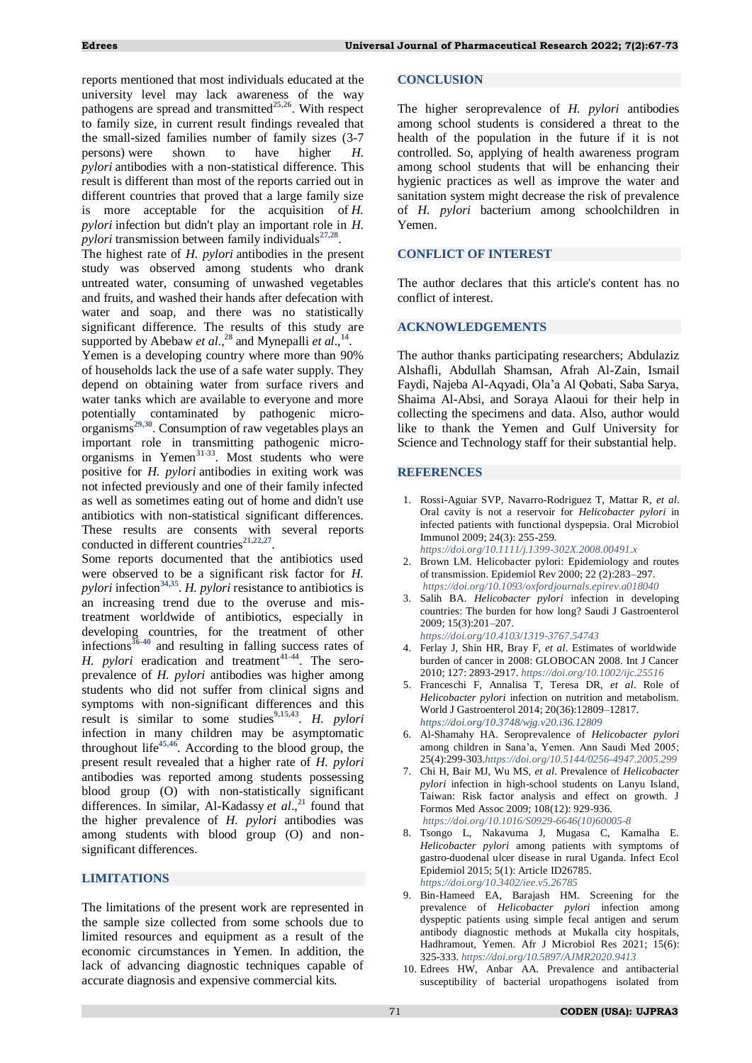reports mentioned that most individuals educated at the university level may lack awareness of the way pathogens are spread and transmitted[25,26]. With respect to family size, in current result findings revealed that the small-sized families number of family sizes (3-7 persons) were shown to have higher *H. pylori* antibodies with a non-statistical difference. This result is different than most of the reports carried out in different countries that proved that a large family size is more acceptable for the acquisition of *H. pylori* infection but didn't play an important role in *H. pylori* transmission between family individuals[27,28].

The highest rate of *H. pylori* antibodies in the present study was observed among students who drank untreated water, consuming of unwashed vegetables and fruits, and washed their hands after defecation with water and soap, and there was no statistically significant difference. The results of this study are supported by Abebaw *et al*.,[28] and Mynepalli *et al*.,[14].

Yemen is a developing country where more than 90% of households lack the use of a safe water supply. They depend on obtaining water from surface rivers and water tanks which are available to everyone and more potentially contaminated by pathogenic micro-organisms[29,30]. Consumption of raw vegetables plays an important role in transmitting pathogenic micro-organisms in Yemen[31-33]. Most students who were positive for *H. pylori* antibodies in exiting work was not infected previously and one of their family infected as well as sometimes eating out of home and didn't use antibiotics with non-statistical significant differences. These results are consents with several reports conducted in different countries[21,22,27].

Some reports documented that the antibiotics used were observed to be a significant risk factor for *H. pylori* infection[34,35]. *H. pylori* resistance to antibiotics is an increasing trend due to the overuse and mis-treatment worldwide of antibiotics, especially in developing countries, for the treatment of other infections[36-40] and resulting in falling success rates of *H. pylori* eradication and treatment[41-44]. The sero-prevalence of *H. pylori* antibodies was higher among students who did not suffer from clinical signs and symptoms with non-significant differences and this result is similar to some studies[9,15,43]. *H. pylori* infection in many children may be asymptomatic throughout life[45,46]. According to the blood group, the present result revealed that a higher rate of *H. pylori* antibodies was reported among students possessing blood group (O) with non-statistically significant differences. In similar, Al-Kadassy *et al*.,[21] found that the higher prevalence of *H. pylori* antibodies was among students with blood group (O) and non-significant differences.

## LIMITATIONS

The limitations of the present work are represented in the sample size collected from some schools due to limited resources and equipment as a result of the economic circumstances in Yemen. In addition, the lack of advancing diagnostic techniques capable of accurate diagnosis and expensive commercial kits.

## CONCLUSION

The higher seroprevalence of *H. pylori* antibodies among school students is considered a threat to the health of the population in the future if it is not controlled. So, applying of health awareness program among school students that will be enhancing their hygienic practices as well as improve the water and sanitation system might decrease the risk of prevalence of *H. pylori* bacterium among schoolchildren in Yemen.

## CONFLICT OF INTEREST

The author declares that this article's content has no conflict of interest.

## ACKNOWLEDGEMENTS

The author thanks participating researchers; Abdulaziz Alshafli, Abdullah Shamsan, Afrah Al-Zain, Ismail Faydi, Najeba Al-Aqyadi, Ola'a Al Qobati, Saba Sarya, Shaima Al-Absi, and Soraya Alaoui for their help in collecting the specimens and data. Also, author would like to thank the Yemen and Gulf University for Science and Technology staff for their substantial help.

## REFERENCES

1. Rossi-Aguiar SVP, Navarro-Rodriguez T, Mattar R, *et al*. Oral cavity is not a reservoir for *Helicobacter pylori* in infected patients with functional dyspepsia. Oral Microbiol Immunol 2009; 24(3): 255-259. https://doi.org/10.1111/j.1399-302X.2008.00491.x
2. Brown LM. Helicobacter pylori: Epidemiology and routes of transmission. Epidemiol Rev 2000; 22 (2):283–297. https://doi.org/10.1093/oxfordjournals.epirev.a018040
3. Salih BA. *Helicobacter pylori* infection in developing countries: The burden for how long? Saudi J Gastroenterol 2009; 15(3):201–207. https://doi.org/10.4103/1319-3767.54743
4. Ferlay J, Shin HR, Bray F, *et al*. Estimates of worldwide burden of cancer in 2008: GLOBOCAN 2008. Int J Cancer 2010; 127: 2893-2917. https://doi.org/10.1002/ijc.25516
5. Franceschi F, Annalisa T, Teresa DR, *et al*. Role of *Helicobacter pylori* infection on nutrition and metabolism. World J Gastroenterol 2014; 20(36):12809–12817. https://doi.org/10.3748/wjg.v20.i36.12809
6. Al-Shamahy HA. Seroprevalence of *Helicobacter pylori* among children in Sana'a, Yemen. Ann Saudi Med 2005; 25(4):299-303.https://doi.org/10.5144/0256-4947.2005.299
7. Chi H, Bair MJ, Wu MS, *et al*. Prevalence of *Helicobacter pylori* infection in high-school students on Lanyu Island, Taiwan: Risk factor analysis and effect on growth. J Formos Med Assoc 2009; 108(12): 929-936. https://doi.org/10.1016/S0929-6646(10)60005-8
8. Tsongo L, Nakavuma J, Mugasa C, Kamalha E. *Helicobacter pylori* among patients with symptoms of gastro-duodenal ulcer disease in rural Uganda. Infect Ecol Epidemiol 2015; 5(1): Article ID26785. https://doi.org/10.3402/iee.v5.26785
9. Bin-Hameed EA, Barajash HM. Screening for the prevalence of *Helicobacter pylori* infection among dyspeptic patients using simple fecal antigen and serum antibody diagnostic methods at Mukalla city hospitals, Hadhramout, Yemen. Afr J Microbiol Res 2021; 15(6): 325-333. https://doi.org/10.5897/AJMR2020.9413
10. Edrees HW, Anbar AA. Prevalence and antibacterial susceptibility of bacterial uropathogens isolated from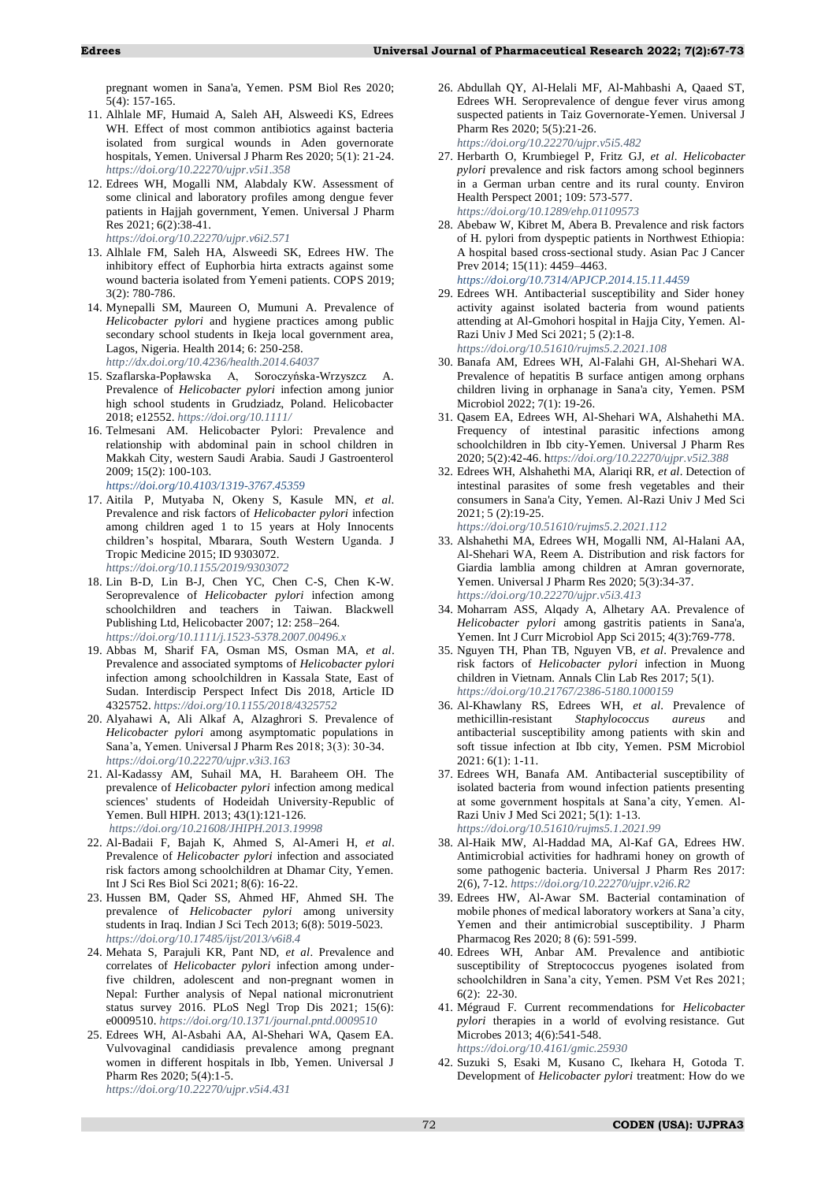pregnant women in Sana'a, Yemen. PSM Biol Res 2020; 5(4): 157-165.

11. Alhlale MF, Humaid A, Saleh AH, Alsweedi KS, Edrees WH. Effect of most common antibiotics against bacteria isolated from surgical wounds in Aden governorate hospitals, Yemen. Universal J Pharm Res 2020; 5(1): 21-24. *https://doi.org/10.22270/ujpr.v5i1.358*
12. Edrees WH, Mogalli NM, Alabdaly KW. Assessment of some clinical and laboratory profiles among dengue fever patients in Hajjah government, Yemen. Universal J Pharm Res 2021; 6(2):38-41. *https://doi.org/10.22270/ujpr.v6i2.571*
13. Alhlale FM, Saleh HA, Alsweedi SK, Edrees HW. The inhibitory effect of Euphorbia hirta extracts against some wound bacteria isolated from Yemeni patients. COPS 2019; 3(2): 780-786.
14. Mynepalli SM, Maureen O, Mumuni A. Prevalence of *Helicobacter pylori* and hygiene practices among public secondary school students in Ikeja local government area, Lagos, Nigeria. Health 2014; 6: 250-258. *http://dx.doi.org/10.4236/health.2014.64037*
15. Szaflarska-Popławska A, Soroczyńska-Wrzyszcz A. Prevalence of *Helicobacter pylori* infection among junior high school students in Grudziadz, Poland. Helicobacter 2018; e12552. *https://doi.org/10.1111/*
16. Telmesani AM. Helicobacter Pylori: Prevalence and relationship with abdominal pain in school children in Makkah City, western Saudi Arabia. Saudi J Gastroenterol 2009; 15(2): 100-103. *https://doi.org/10.4103/1319-3767.45359*
17. Aitila P, Mutyaba N, Okeny S, Kasule MN, *et al*. Prevalence and risk factors of *Helicobacter pylori* infection among children aged 1 to 15 years at Holy Innocents children's hospital, Mbarara, South Western Uganda. J Tropic Medicine 2015; ID 9303072. *https://doi.org/10.1155/2019/9303072*
18. Lin B-D, Lin B-J, Chen YC, Chen C-S, Chen K-W. Seroprevalence of *Helicobacter pylori* infection among schoolchildren and teachers in Taiwan. Blackwell Publishing Ltd, Helicobacter 2007; 12: 258–264. *https://doi.org/10.1111/j.1523-5378.2007.00496.x*
19. Abbas M, Sharif FA, Osman MS, Osman MA, *et al*. Prevalence and associated symptoms of *Helicobacter pylori* infection among schoolchildren in Kassala State, East of Sudan. Interdiscip Perspect Infect Dis 2018, Article ID 4325752. *https://doi.org/10.1155/2018/4325752*
20. Alyahawi A, Ali Alkaf A, Alzaghrori S. Prevalence of *Helicobacter pylori* among asymptomatic populations in Sana'a, Yemen. Universal J Pharm Res 2018; 3(3): 30-34. *https://doi.org/10.22270/ujpr.v3i3.163*
21. Al-Kadassy AM, Suhail MA, H. Baraheem OH. The prevalence of *Helicobacter pylori* infection among medical sciences' students of Hodeidah University-Republic of Yemen. Bull HIPH. 2013; 43(1):121-126. *https://doi.org/10.21608/JHIPH.2013.19998*
22. Al-Badaii F, Bajah K, Ahmed S, Al-Ameri H, *et al*. Prevalence of *Helicobacter pylori* infection and associated risk factors among schoolchildren at Dhamar City, Yemen. Int J Sci Res Biol Sci 2021; 8(6): 16-22.
23. Hussen BM, Qader SS, Ahmed HF, Ahmed SH. The prevalence of *Helicobacter pylori* among university students in Iraq. Indian J Sci Tech 2013; 6(8): 5019-5023. *https://doi.org/10.17485/ijst/2013/v6i8.4*
24. Mehata S, Parajuli KR, Pant ND, *et al*. Prevalence and correlates of *Helicobacter pylori* infection among under-five children, adolescent and non-pregnant women in Nepal: Further analysis of Nepal national micronutrient status survey 2016. PLoS Negl Trop Dis 2021; 15(6): e0009510. *https://doi.org/10.1371/journal.pntd.0009510*
25. Edrees WH, Al-Asbahi AA, Al-Shehari WA, Qasem EA. Vulvovaginal candidiasis prevalence among pregnant women in different hospitals in Ibb, Yemen. Universal J Pharm Res 2020; 5(4):1-5. *https://doi.org/10.22270/ujpr.v5i4.431*
26. Abdullah QY, Al-Helali MF, Al-Mahbashi A, Qaaed ST, Edrees WH. Seroprevalence of dengue fever virus among suspected patients in Taiz Governorate-Yemen. Universal J Pharm Res 2020; 5(5):21-26. *https://doi.org/10.22270/ujpr.v5i5.482*
27. Herbarth O, Krumbiegel P, Fritz GJ, *et al*. *Helicobacter pylori* prevalence and risk factors among school beginners in a German urban centre and its rural county. Environ Health Perspect 2001; 109: 573-577. *https://doi.org/10.1289/ehp.01109573*
28. Abebaw W, Kibret M, Abera B. Prevalence and risk factors of H. pylori from dyspeptic patients in Northwest Ethiopia: A hospital based cross-sectional study. Asian Pac J Cancer Prev 2014; 15(11): 4459–4463. *https://doi.org/10.7314/APJCP.2014.15.11.4459*
29. Edrees WH. Antibacterial susceptibility and Sider honey activity against isolated bacteria from wound patients attending at Al-Gmohori hospital in Hajja City, Yemen. Al-Razi Univ J Med Sci 2021; 5 (2):1-8. *https://doi.org/10.51610/rujms5.2.2021.108*
30. Banafa AM, Edrees WH, Al-Falahi GH, Al-Shehari WA. Prevalence of hepatitis B surface antigen among orphans children living in orphanage in Sana'a city, Yemen. PSM Microbiol 2022; 7(1): 19-26.
31. Qasem EA, Edrees WH, Al-Shehari WA, Alshahethi MA. Frequency of intestinal parasitic infections among schoolchildren in Ibb city-Yemen. Universal J Pharm Res 2020; 5(2):42-46. *https://doi.org/10.22270/ujpr.v5i2.388*
32. Edrees WH, Alshahethi MA, Alariqi RR, *et al*. Detection of intestinal parasites of some fresh vegetables and their consumers in Sana'a City, Yemen. Al-Razi Univ J Med Sci 2021; 5 (2):19-25. *https://doi.org/10.51610/rujms5.2.2021.112*
33. Alshahethi MA, Edrees WH, Mogalli NM, Al-Halani AA, Al-Shehari WA, Reem A. Distribution and risk factors for Giardia lamblia among children at Amran governorate, Yemen. Universal J Pharm Res 2020; 5(3):34-37. *https://doi.org/10.22270/ujpr.v5i3.413*
34. Moharram ASS, Alqady A, Alhetary AA. Prevalence of *Helicobacter pylori* among gastritis patients in Sana'a, Yemen. Int J Curr Microbiol App Sci 2015; 4(3):769-778.
35. Nguyen TH, Phan TB, Nguyen VB, *et al*. Prevalence and risk factors of *Helicobacter pylori* infection in Muong children in Vietnam. Annals Clin Lab Res 2017; 5(1). *https://doi.org/10.21767/2386-5180.1000159*
36. Al-Khawlany RS, Edrees WH, *et al*. Prevalence of methicillin-resistant *Staphylococcus aureus* and antibacterial susceptibility among patients with skin and soft tissue infection at Ibb city, Yemen. PSM Microbiol 2021: 6(1): 1-11.
37. Edrees WH, Banafa AM. Antibacterial susceptibility of isolated bacteria from wound infection patients presenting at some government hospitals at Sana'a city, Yemen. Al-Razi Univ J Med Sci 2021; 5(1): 1-13. *https://doi.org/10.51610/rujms5.1.2021.99*
38. Al-Haik MW, Al-Haddad MA, Al-Kaf GA, Edrees HW. Antimicrobial activities for hadhrami honey on growth of some pathogenic bacteria. Universal J Pharm Res 2017: 2(6), 7-12. *https://doi.org/10.22270/ujpr.v2i6.R2*
39. Edrees HW, Al-Awar SM. Bacterial contamination of mobile phones of medical laboratory workers at Sana'a city, Yemen and their antimicrobial susceptibility. J Pharm Pharmacog Res 2020; 8 (6): 591-599.
40. Edrees WH, Anbar AM. Prevalence and antibiotic susceptibility of Streptococcus pyogenes isolated from schoolchildren in Sana'a city, Yemen. PSM Vet Res 2021; 6(2): 22-30.
41. Mégraud F. Current recommendations for *Helicobacter pylori* therapies in a world of evolving resistance. Gut Microbes 2013; 4(6):541-548. *https://doi.org/10.4161/gmic.25930*
42. Suzuki S, Esaki M, Kusano C, Ikehara H, Gotoda T. Development of *Helicobacter pylori* treatment: How do we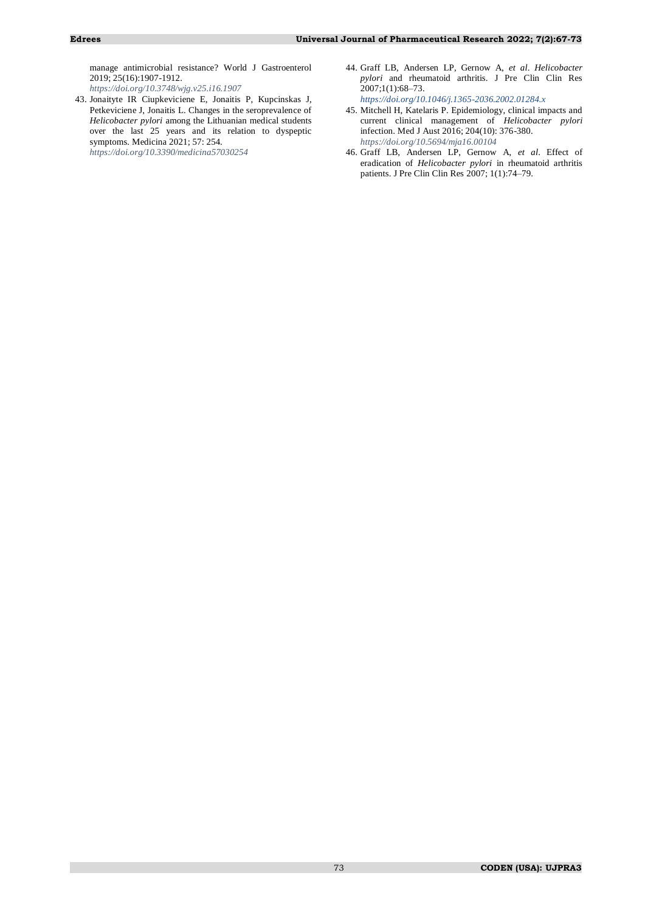manage antimicrobial resistance? World J Gastroenterol 2019; 25(16):1907-1912.
*https://doi.org/10.3748/wjg.v25.i16.1907*

43. Jonaityte IR Ciupkeviciene E, Jonaitis P, Kupcinskas J, Petkeviciene J, Jonaitis L. Changes in the seroprevalence of *Helicobacter pylori* among the Lithuanian medical students over the last 25 years and its relation to dyspeptic symptoms. Medicina 2021; 57: 254.
*https://doi.org/10.3390/medicina57030254*
44. Graff LB, Andersen LP, Gernow A, *et al*. *Helicobacter pylori* and rheumatoid arthritis. J Pre Clin Clin Res 2007;1(1):68–73.
*https://doi.org/10.1046/j.1365-2036.2002.01284.x*
45. Mitchell H, Katelaris P. Epidemiology, clinical impacts and current clinical management of *Helicobacter pylori* infection. Med J Aust 2016; 204(10): 376-380.
*https://doi.org/10.5694/mja16.00104*
46. Graff LB, Andersen LP, Gernow A, *et al*. Effect of eradication of *Helicobacter pylori* in rheumatoid arthritis patients. J Pre Clin Clin Res 2007; 1(1):74–79.